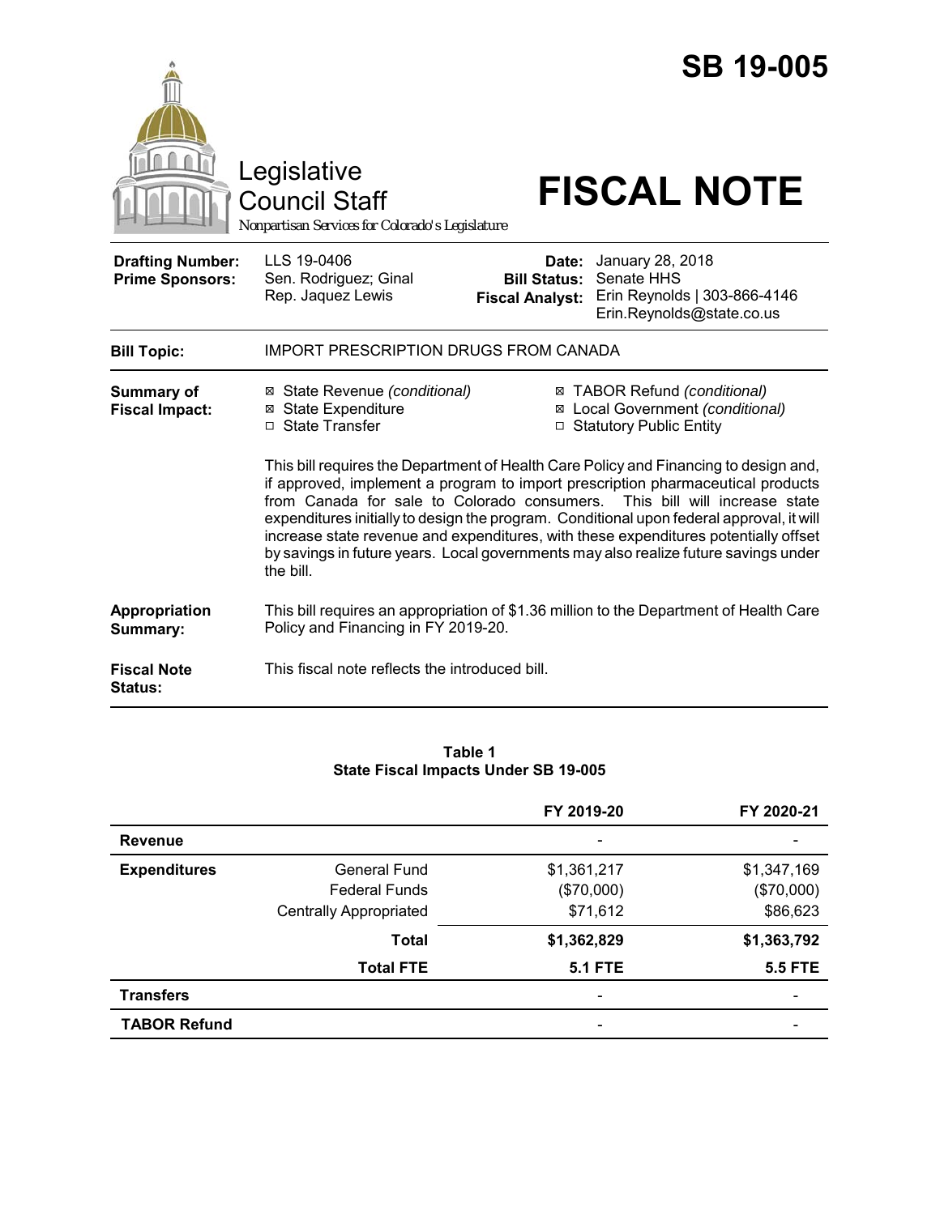# SB 19-005

Legislative Council Staff

*Nonpartisan Services for Colorado's Legislature*

# FISCAL NOTE

| | | | |
|---|---|---|---|
| **Drafting Number:** | LLS 19-0406 | **Date:** | January 28, 2018 |
| **Prime Sponsors:** | Sen. Rodriguez; Ginal<br>Rep. Jaquez Lewis | **Bill Status:** | Senate HHS |
| | | **Fiscal Analyst:** | Erin Reynolds \| 303-866-4146<br>Erin.Reynolds@state.co.us |

| | |
|---|---|
| **Bill Topic:** | IMPORT PRESCRIPTION DRUGS FROM CANADA |

**Summary of Fiscal Impact:**

- ☒ State Revenue *(conditional)*
- ☒ State Expenditure
- ☐ State Transfer
- ☒ TABOR Refund *(conditional)*
- ☒ Local Government *(conditional)*
- ☐ Statutory Public Entity

This bill requires the Department of Health Care Policy and Financing to design and, if approved, implement a program to import prescription pharmaceutical products from Canada for sale to Colorado consumers. This bill will increase state expenditures initially to design the program. Conditional upon federal approval, it will increase state revenue and expenditures, with these expenditures potentially offset by savings in future years. Local governments may also realize future savings under the bill.

**Appropriation Summary:** This bill requires an appropriation of $1.36 million to the Department of Health Care Policy and Financing in FY 2019-20.

**Fiscal Note Status:** This fiscal note reflects the introduced bill.

**Table 1**
**State Fiscal Impacts Under SB 19-005**

| | | FY 2019-20 | FY 2020-21 |
|---|---|---|---|
| **Revenue** | | - | - |
| **Expenditures** | General Fund | $1,361,217 | $1,347,169 |
| | Federal Funds | ($70,000) | ($70,000) |
| | Centrally Appropriated | $71,612 | $86,623 |
| | **Total** | **$1,362,829** | **$1,363,792** |
| | **Total FTE** | **5.1 FTE** | **5.5 FTE** |
| **Transfers** | | - | - |
| **TABOR Refund** | | - | - |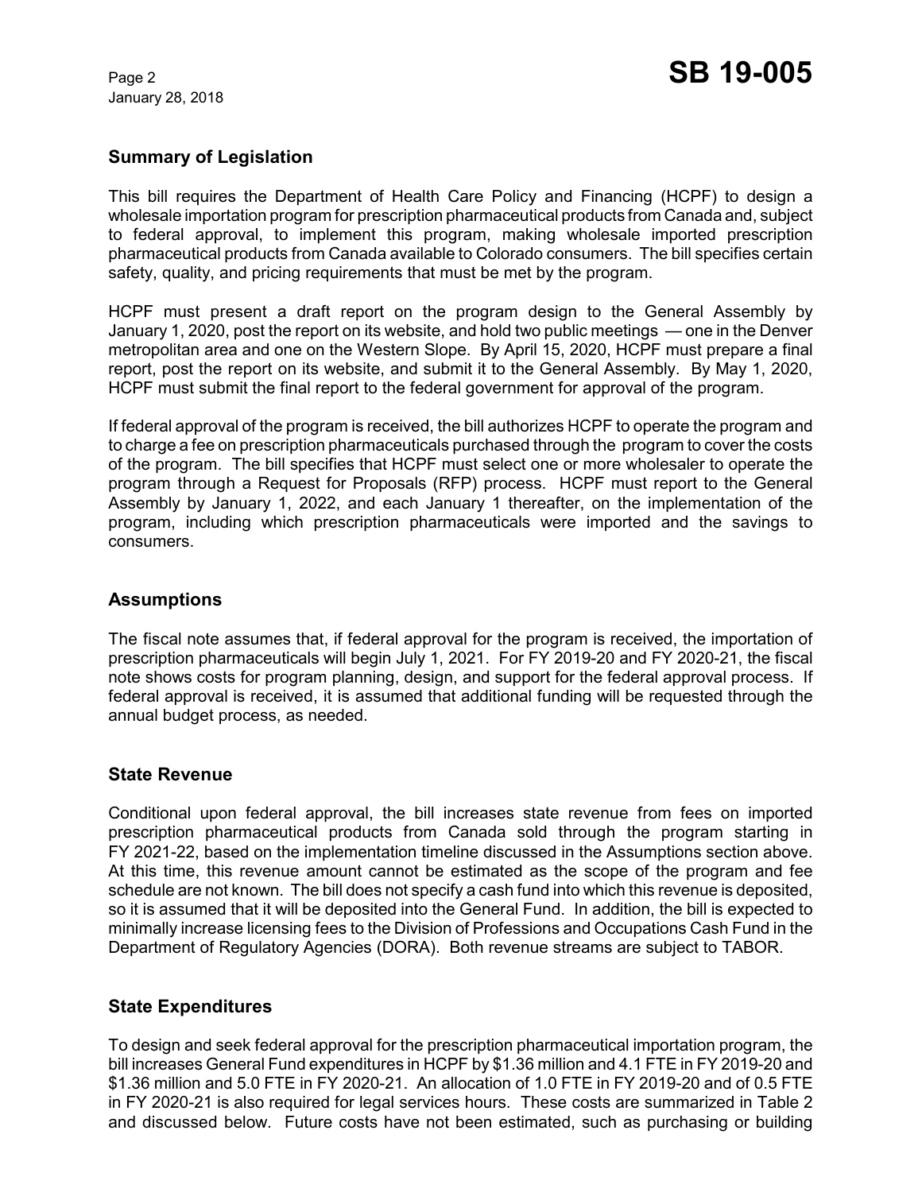## Summary of Legislation

This bill requires the Department of Health Care Policy and Financing (HCPF) to design a wholesale importation program for prescription pharmaceutical products from Canada and, subject to federal approval, to implement this program, making wholesale imported prescription pharmaceutical products from Canada available to Colorado consumers. The bill specifies certain safety, quality, and pricing requirements that must be met by the program.

HCPF must present a draft report on the program design to the General Assembly by January 1, 2020, post the report on its website, and hold two public meetings — one in the Denver metropolitan area and one on the Western Slope. By April 15, 2020, HCPF must prepare a final report, post the report on its website, and submit it to the General Assembly. By May 1, 2020, HCPF must submit the final report to the federal government for approval of the program.

If federal approval of the program is received, the bill authorizes HCPF to operate the program and to charge a fee on prescription pharmaceuticals purchased through the program to cover the costs of the program. The bill specifies that HCPF must select one or more wholesaler to operate the program through a Request for Proposals (RFP) process. HCPF must report to the General Assembly by January 1, 2022, and each January 1 thereafter, on the implementation of the program, including which prescription pharmaceuticals were imported and the savings to consumers.

## Assumptions

The fiscal note assumes that, if federal approval for the program is received, the importation of prescription pharmaceuticals will begin July 1, 2021. For FY 2019-20 and FY 2020-21, the fiscal note shows costs for program planning, design, and support for the federal approval process. If federal approval is received, it is assumed that additional funding will be requested through the annual budget process, as needed.

## State Revenue

Conditional upon federal approval, the bill increases state revenue from fees on imported prescription pharmaceutical products from Canada sold through the program starting in FY 2021-22, based on the implementation timeline discussed in the Assumptions section above. At this time, this revenue amount cannot be estimated as the scope of the program and fee schedule are not known. The bill does not specify a cash fund into which this revenue is deposited, so it is assumed that it will be deposited into the General Fund. In addition, the bill is expected to minimally increase licensing fees to the Division of Professions and Occupations Cash Fund in the Department of Regulatory Agencies (DORA). Both revenue streams are subject to TABOR.

## State Expenditures

To design and seek federal approval for the prescription pharmaceutical importation program, the bill increases General Fund expenditures in HCPF by $1.36 million and 4.1 FTE in FY 2019-20 and $1.36 million and 5.0 FTE in FY 2020-21. An allocation of 1.0 FTE in FY 2019-20 and of 0.5 FTE in FY 2020-21 is also required for legal services hours. These costs are summarized in Table 2 and discussed below. Future costs have not been estimated, such as purchasing or building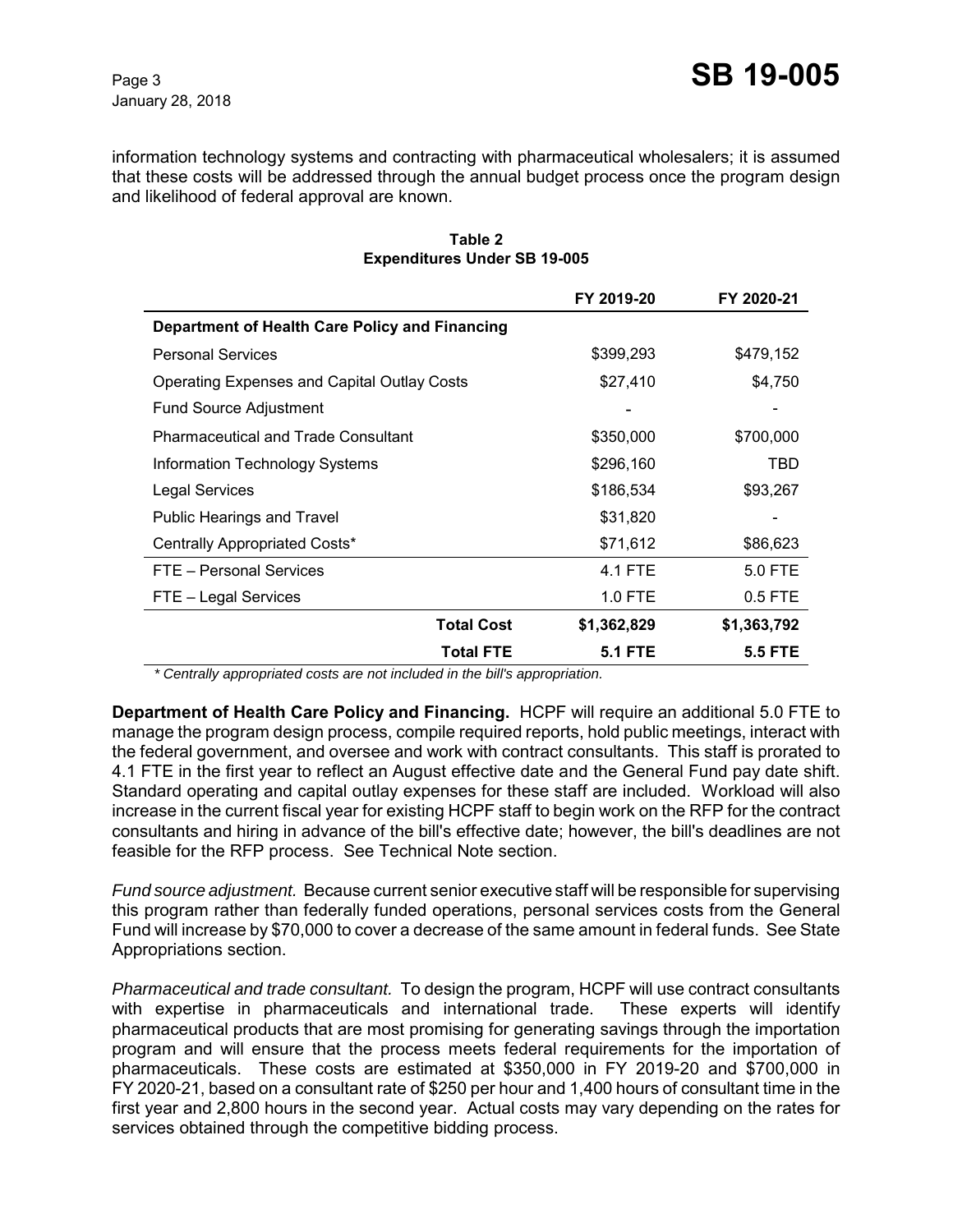information technology systems and contracting with pharmaceutical wholesalers; it is assumed that these costs will be addressed through the annual budget process once the program design and likelihood of federal approval are known.

**Table 2**
**Expenditures Under SB 19-005**

| | FY 2019-20 | FY 2020-21 |
|---|---|---|
| **Department of Health Care Policy and Financing** | | |
| Personal Services | $399,293 | $479,152 |
| Operating Expenses and Capital Outlay Costs | $27,410 | $4,750 |
| Fund Source Adjustment | - | - |
| Pharmaceutical and Trade Consultant | $350,000 | $700,000 |
| Information Technology Systems | $296,160 | TBD |
| Legal Services | $186,534 | $93,267 |
| Public Hearings and Travel | $31,820 | - |
| Centrally Appropriated Costs* | $71,612 | $86,623 |
| FTE – Personal Services | 4.1 FTE | 5.0 FTE |
| FTE – Legal Services | 1.0 FTE | 0.5 FTE |
| **Total Cost** | **$1,362,829** | **$1,363,792** |
| **Total FTE** | **5.1 FTE** | **5.5 FTE** |

*\* Centrally appropriated costs are not included in the bill's appropriation.*

**Department of Health Care Policy and Financing.** HCPF will require an additional 5.0 FTE to manage the program design process, compile required reports, hold public meetings, interact with the federal government, and oversee and work with contract consultants. This staff is prorated to 4.1 FTE in the first year to reflect an August effective date and the General Fund pay date shift. Standard operating and capital outlay expenses for these staff are included. Workload will also increase in the current fiscal year for existing HCPF staff to begin work on the RFP for the contract consultants and hiring in advance of the bill's effective date; however, the bill's deadlines are not feasible for the RFP process. See Technical Note section.

*Fund source adjustment.* Because current senior executive staff will be responsible for supervising this program rather than federally funded operations, personal services costs from the General Fund will increase by $70,000 to cover a decrease of the same amount in federal funds. See State Appropriations section.

*Pharmaceutical and trade consultant.* To design the program, HCPF will use contract consultants with expertise in pharmaceuticals and international trade. These experts will identify pharmaceutical products that are most promising for generating savings through the importation program and will ensure that the process meets federal requirements for the importation of pharmaceuticals. These costs are estimated at $350,000 in FY 2019-20 and $700,000 in FY 2020-21, based on a consultant rate of $250 per hour and 1,400 hours of consultant time in the first year and 2,800 hours in the second year. Actual costs may vary depending on the rates for services obtained through the competitive bidding process.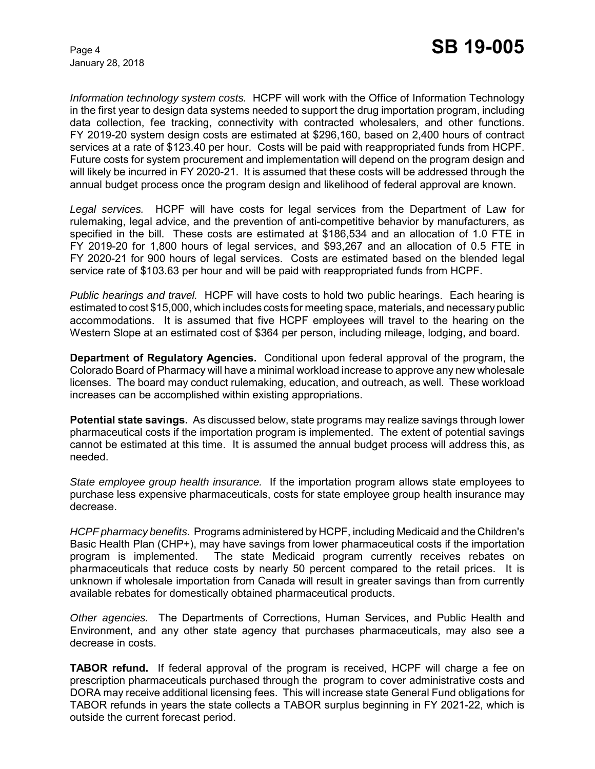*Information technology system costs.* HCPF will work with the Office of Information Technology in the first year to design data systems needed to support the drug importation program, including data collection, fee tracking, connectivity with contracted wholesalers, and other functions. FY 2019-20 system design costs are estimated at $296,160, based on 2,400 hours of contract services at a rate of $123.40 per hour. Costs will be paid with reappropriated funds from HCPF. Future costs for system procurement and implementation will depend on the program design and will likely be incurred in FY 2020-21. It is assumed that these costs will be addressed through the annual budget process once the program design and likelihood of federal approval are known.

*Legal services.* HCPF will have costs for legal services from the Department of Law for rulemaking, legal advice, and the prevention of anti-competitive behavior by manufacturers, as specified in the bill. These costs are estimated at $186,534 and an allocation of 1.0 FTE in FY 2019-20 for 1,800 hours of legal services, and $93,267 and an allocation of 0.5 FTE in FY 2020-21 for 900 hours of legal services. Costs are estimated based on the blended legal service rate of $103.63 per hour and will be paid with reappropriated funds from HCPF.

*Public hearings and travel.* HCPF will have costs to hold two public hearings. Each hearing is estimated to cost $15,000, which includes costs for meeting space, materials, and necessary public accommodations. It is assumed that five HCPF employees will travel to the hearing on the Western Slope at an estimated cost of $364 per person, including mileage, lodging, and board.

**Department of Regulatory Agencies.** Conditional upon federal approval of the program, the Colorado Board of Pharmacy will have a minimal workload increase to approve any new wholesale licenses. The board may conduct rulemaking, education, and outreach, as well. These workload increases can be accomplished within existing appropriations.

**Potential state savings.** As discussed below, state programs may realize savings through lower pharmaceutical costs if the importation program is implemented. The extent of potential savings cannot be estimated at this time. It is assumed the annual budget process will address this, as needed.

*State employee group health insurance.* If the importation program allows state employees to purchase less expensive pharmaceuticals, costs for state employee group health insurance may decrease.

*HCPF pharmacy benefits.* Programs administered by HCPF, including Medicaid and the Children's Basic Health Plan (CHP+), may have savings from lower pharmaceutical costs if the importation program is implemented. The state Medicaid program currently receives rebates on pharmaceuticals that reduce costs by nearly 50 percent compared to the retail prices. It is unknown if wholesale importation from Canada will result in greater savings than from currently available rebates for domestically obtained pharmaceutical products.

*Other agencies.* The Departments of Corrections, Human Services, and Public Health and Environment, and any other state agency that purchases pharmaceuticals, may also see a decrease in costs.

**TABOR refund.** If federal approval of the program is received, HCPF will charge a fee on prescription pharmaceuticals purchased through the program to cover administrative costs and DORA may receive additional licensing fees. This will increase state General Fund obligations for TABOR refunds in years the state collects a TABOR surplus beginning in FY 2021-22, which is outside the current forecast period.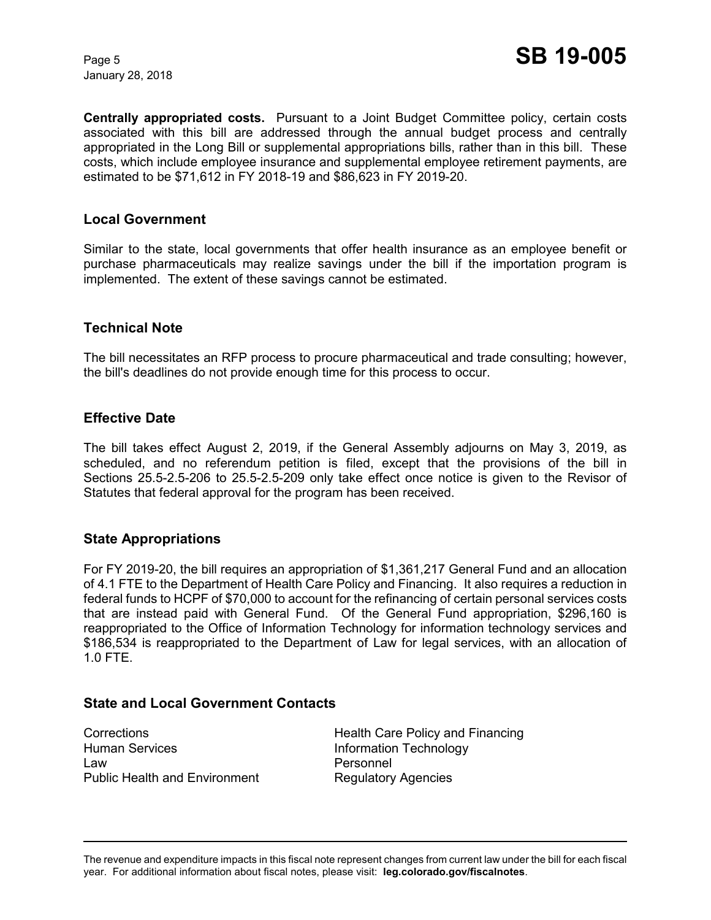**Centrally appropriated costs.** Pursuant to a Joint Budget Committee policy, certain costs associated with this bill are addressed through the annual budget process and centrally appropriated in the Long Bill or supplemental appropriations bills, rather than in this bill. These costs, which include employee insurance and supplemental employee retirement payments, are estimated to be $71,612 in FY 2018-19 and $86,623 in FY 2019-20.

## Local Government

Similar to the state, local governments that offer health insurance as an employee benefit or purchase pharmaceuticals may realize savings under the bill if the importation program is implemented. The extent of these savings cannot be estimated.

## Technical Note

The bill necessitates an RFP process to procure pharmaceutical and trade consulting; however, the bill's deadlines do not provide enough time for this process to occur.

## Effective Date

The bill takes effect August 2, 2019, if the General Assembly adjourns on May 3, 2019, as scheduled, and no referendum petition is filed, except that the provisions of the bill in Sections 25.5-2.5-206 to 25.5-2.5-209 only take effect once notice is given to the Revisor of Statutes that federal approval for the program has been received.

## State Appropriations

For FY 2019-20, the bill requires an appropriation of $1,361,217 General Fund and an allocation of 4.1 FTE to the Department of Health Care Policy and Financing. It also requires a reduction in federal funds to HCPF of $70,000 to account for the refinancing of certain personal services costs that are instead paid with General Fund. Of the General Fund appropriation, $296,160 is reappropriated to the Office of Information Technology for information technology services and $186,534 is reappropriated to the Department of Law for legal services, with an allocation of 1.0 FTE.

## State and Local Government Contacts

Corrections
Human Services
Law
Public Health and Environment
Health Care Policy and Financing
Information Technology
Personnel
Regulatory Agencies

The revenue and expenditure impacts in this fiscal note represent changes from current law under the bill for each fiscal year. For additional information about fiscal notes, please visit: **leg.colorado.gov/fiscalnotes**.